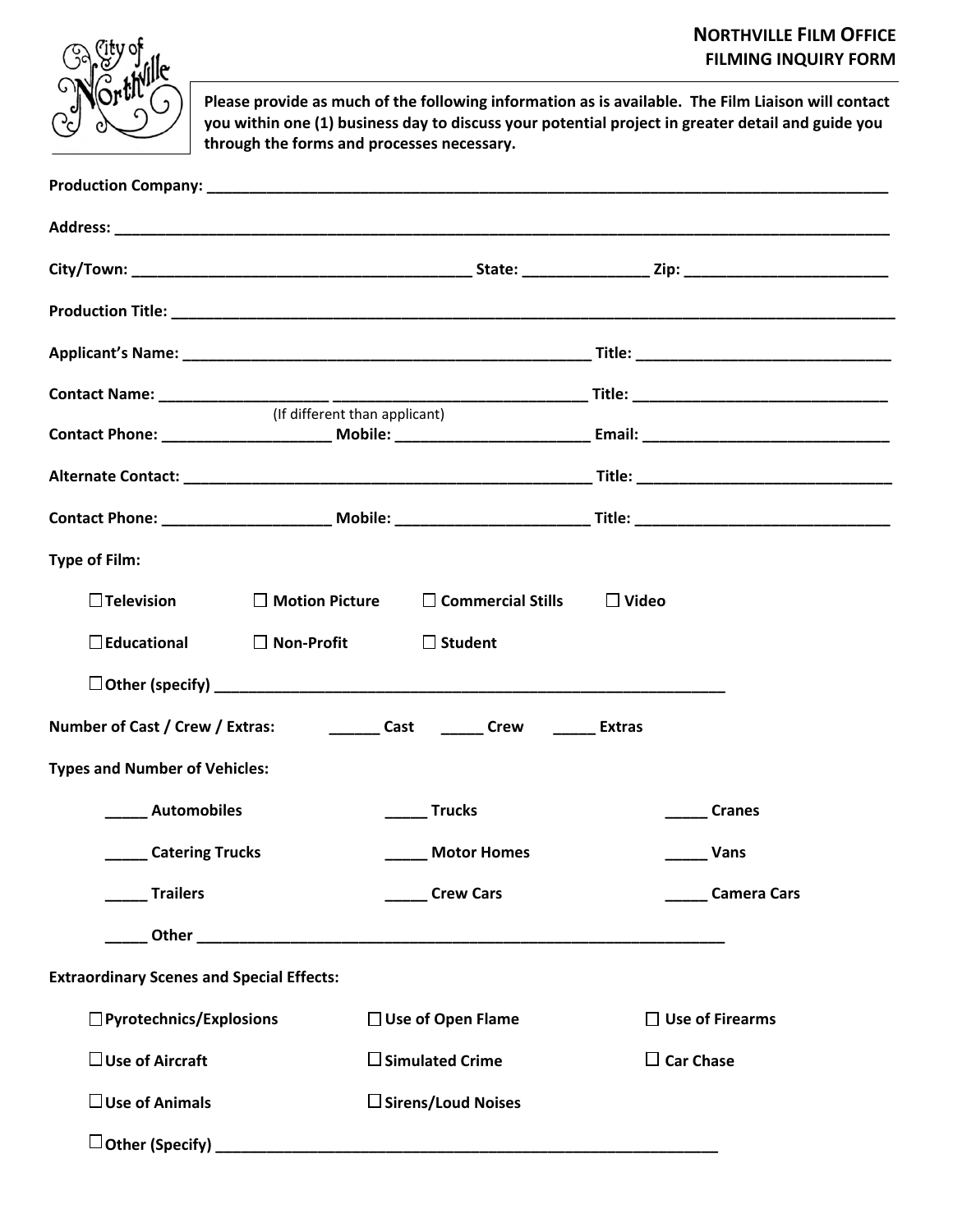# NORTHVILLE FILM OFFICE
## FILMING INQUIRY FORM

**Please provide as much of the following information as is available. The Film Liaison will contact you within one (1) business day to discuss your potential project in greater detail and guide you through the forms and processes necessary.**

**Production Company:** ____________________________________________

**Address:** ____________________________________________

**City/Town:** ____________________ **State:** __________ **Zip:** ____________

**Production Title:** ____________________________________________

**Applicant's Name:** ________________________ **Title:** ________________

**Contact Name:** __________ ______________ **Title:** ________________
(If different than applicant)

**Contact Phone:** __________ **Mobile:** ____________ **Email:** ________________

**Alternate Contact:** ________________________ **Title:** ________________

**Contact Phone:** __________ **Mobile:** ____________ **Title:** ________________

**Type of Film:**

☐ **Television** ☐ **Motion Picture** ☐ **Commercial Stills** ☐ **Video**

☐ **Educational** ☐ **Non-Profit** ☐ **Student**

☐ **Other (specify)** ____________________________________

**Number of Cast / Crew / Extras:** ______ **Cast** _____ **Crew** _____ **Extras**

**Types and Number of Vehicles:**

_____ **Automobiles** _____ **Trucks** _____ **Cranes**

_____ **Catering Trucks** _____ **Motor Homes** _____ **Vans**

_____ **Trailers** _____ **Crew Cars** _____ **Camera Cars**

_____ **Other** ____________________________________

**Extraordinary Scenes and Special Effects:**

☐ **Pyrotechnics/Explosions** ☐ **Use of Open Flame** ☐ **Use of Firearms**

☐ **Use of Aircraft** ☐ **Simulated Crime** ☐ **Car Chase**

☐ **Use of Animals** ☐ **Sirens/Loud Noises**

☐ **Other (Specify)** ____________________________________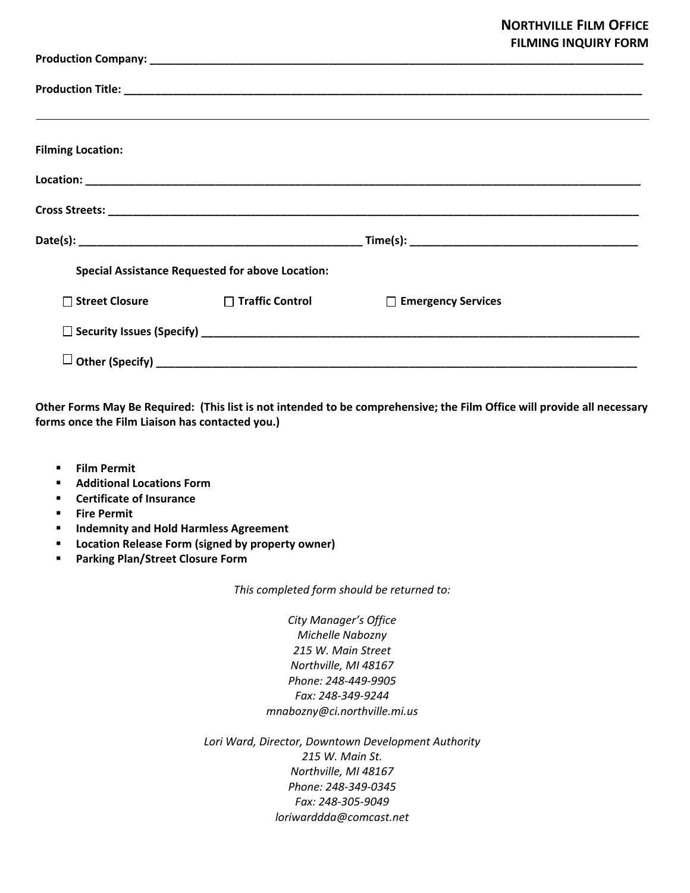# NORTHVILLE FILM OFFICE
## FILMING INQUIRY FORM

**Production Company:** ______________________________________________________________________________

**Production Title:** ________________________________________________________________________________

---

**Filming Location:**

**Location:** ______________________________________________________________________________________

**Cross Streets:** __________________________________________________________________________________

**Date(s):** _____________________________________________ **Time(s):** ___________________________________

**Special Assistance Requested for above Location:**

☐ **Street Closure** ☐ **Traffic Control** ☐ **Emergency Services**

☐ **Security Issues (Specify)** _______________________________________________________________________

☐ **Other (Specify)** _______________________________________________________________________________

**Other Forms May Be Required: (This list is not intended to be comprehensive; the Film Office will provide all necessary forms once the Film Liaison has contacted you.)**

- **Film Permit**
- **Additional Locations Form**
- **Certificate of Insurance**
- **Fire Permit**
- **Indemnity and Hold Harmless Agreement**
- **Location Release Form (signed by property owner)**
- **Parking Plan/Street Closure Form**

*This completed form should be returned to:*

*City Manager's Office*
*Michelle Nabozny*
*215 W. Main Street*
*Northville, MI 48167*
*Phone: 248-449-9905*
*Fax: 248-349-9244*
*mnabozny@ci.northville.mi.us*

*Lori Ward, Director, Downtown Development Authority*
*215 W. Main St.*
*Northville, MI 48167*
*Phone: 248-349-0345*
*Fax: 248-305-9049*
*loriwarddda@comcast.net*